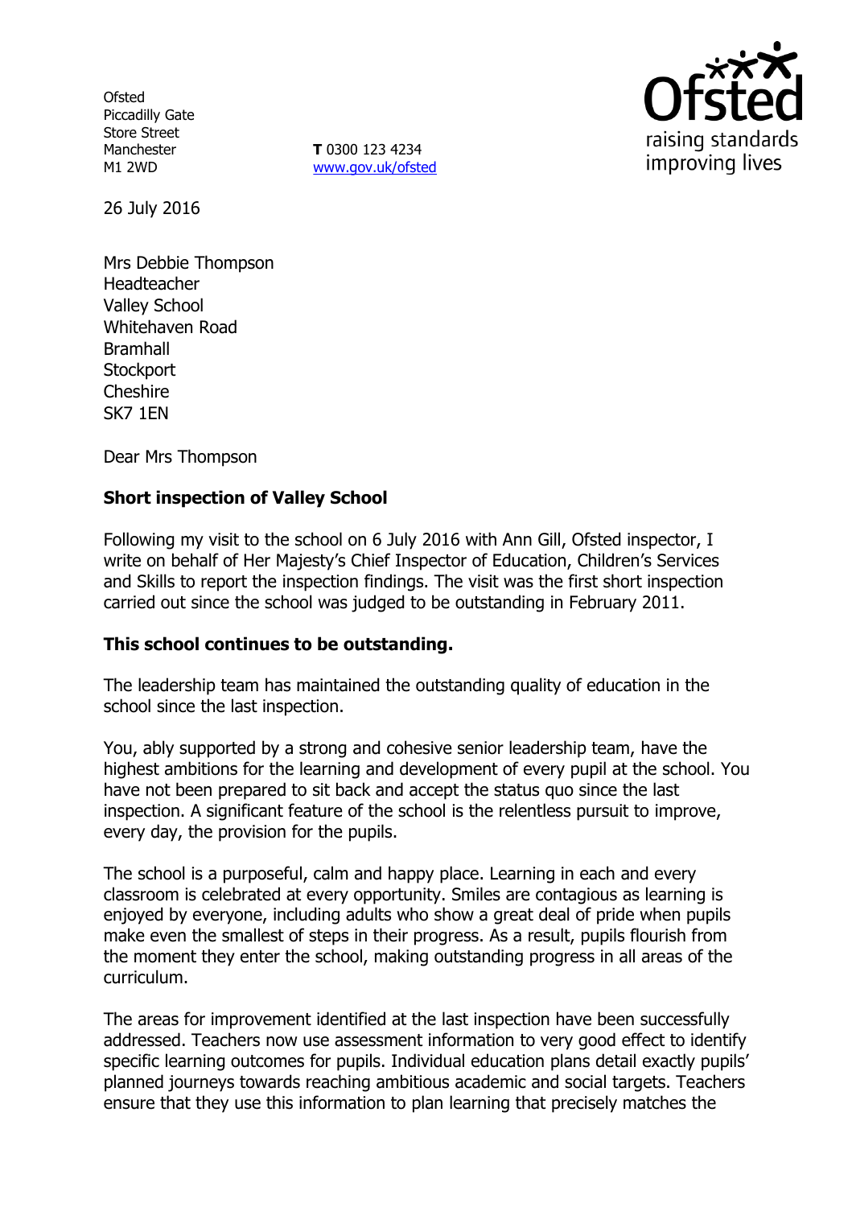Ofsted
Piccadilly Gate
Store Street
Manchester
M1 2WD

**T** 0300 123 4234
www.gov.uk/ofsted

26 July 2016

Mrs Debbie Thompson
Headteacher
Valley School
Whitehaven Road
Bramhall
Stockport
Cheshire
SK7 1EN

Dear Mrs Thompson

**Short inspection of Valley School**

Following my visit to the school on 6 July 2016 with Ann Gill, Ofsted inspector, I write on behalf of Her Majesty's Chief Inspector of Education, Children's Services and Skills to report the inspection findings. The visit was the first short inspection carried out since the school was judged to be outstanding in February 2011.

**This school continues to be outstanding.**

The leadership team has maintained the outstanding quality of education in the school since the last inspection.

You, ably supported by a strong and cohesive senior leadership team, have the highest ambitions for the learning and development of every pupil at the school. You have not been prepared to sit back and accept the status quo since the last inspection. A significant feature of the school is the relentless pursuit to improve, every day, the provision for the pupils.

The school is a purposeful, calm and happy place. Learning in each and every classroom is celebrated at every opportunity. Smiles are contagious as learning is enjoyed by everyone, including adults who show a great deal of pride when pupils make even the smallest of steps in their progress. As a result, pupils flourish from the moment they enter the school, making outstanding progress in all areas of the curriculum.

The areas for improvement identified at the last inspection have been successfully addressed. Teachers now use assessment information to very good effect to identify specific learning outcomes for pupils. Individual education plans detail exactly pupils' planned journeys towards reaching ambitious academic and social targets. Teachers ensure that they use this information to plan learning that precisely matches the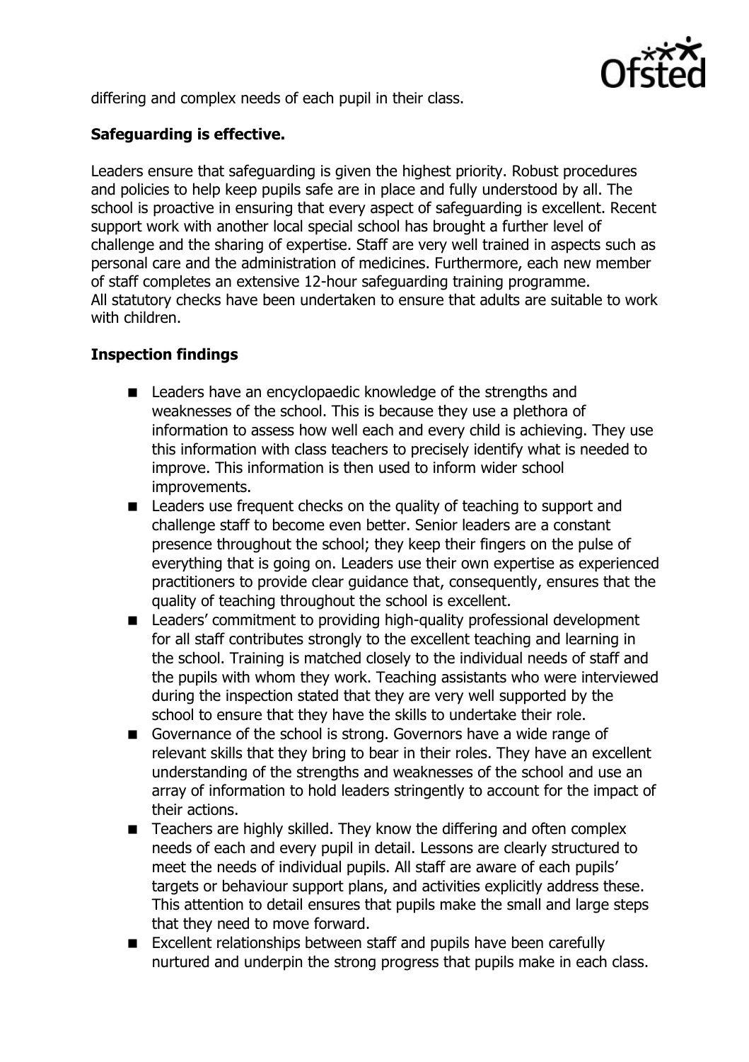differing and complex needs of each pupil in their class.

**Safeguarding is effective.**

Leaders ensure that safeguarding is given the highest priority. Robust procedures and policies to help keep pupils safe are in place and fully understood by all. The school is proactive in ensuring that every aspect of safeguarding is excellent. Recent support work with another local special school has brought a further level of challenge and the sharing of expertise. Staff are very well trained in aspects such as personal care and the administration of medicines. Furthermore, each new member of staff completes an extensive 12-hour safeguarding training programme. All statutory checks have been undertaken to ensure that adults are suitable to work with children.

**Inspection findings**

- Leaders have an encyclopaedic knowledge of the strengths and weaknesses of the school. This is because they use a plethora of information to assess how well each and every child is achieving. They use this information with class teachers to precisely identify what is needed to improve. This information is then used to inform wider school improvements.
- Leaders use frequent checks on the quality of teaching to support and challenge staff to become even better. Senior leaders are a constant presence throughout the school; they keep their fingers on the pulse of everything that is going on. Leaders use their own expertise as experienced practitioners to provide clear guidance that, consequently, ensures that the quality of teaching throughout the school is excellent.
- Leaders' commitment to providing high-quality professional development for all staff contributes strongly to the excellent teaching and learning in the school. Training is matched closely to the individual needs of staff and the pupils with whom they work. Teaching assistants who were interviewed during the inspection stated that they are very well supported by the school to ensure that they have the skills to undertake their role.
- Governance of the school is strong. Governors have a wide range of relevant skills that they bring to bear in their roles. They have an excellent understanding of the strengths and weaknesses of the school and use an array of information to hold leaders stringently to account for the impact of their actions.
- Teachers are highly skilled. They know the differing and often complex needs of each and every pupil in detail. Lessons are clearly structured to meet the needs of individual pupils. All staff are aware of each pupils' targets or behaviour support plans, and activities explicitly address these. This attention to detail ensures that pupils make the small and large steps that they need to move forward.
- Excellent relationships between staff and pupils have been carefully nurtured and underpin the strong progress that pupils make in each class.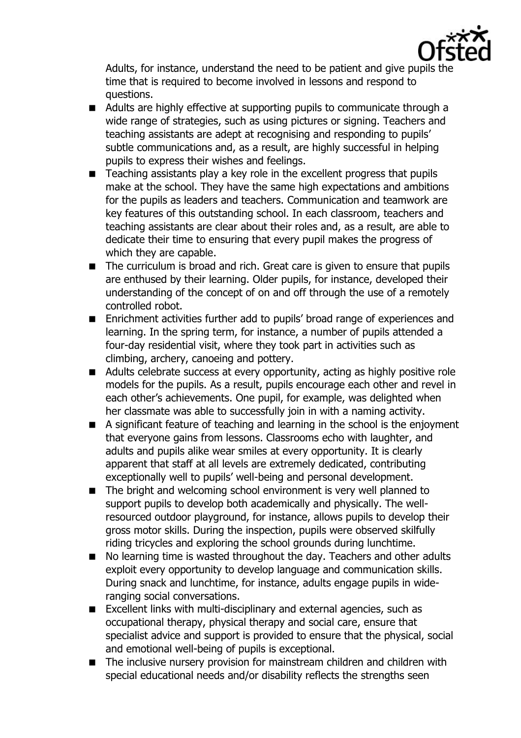Adults, for instance, understand the need to be patient and give pupils the time that is required to become involved in lessons and respond to questions.

- Adults are highly effective at supporting pupils to communicate through a wide range of strategies, such as using pictures or signing. Teachers and teaching assistants are adept at recognising and responding to pupils' subtle communications and, as a result, are highly successful in helping pupils to express their wishes and feelings.
- Teaching assistants play a key role in the excellent progress that pupils make at the school. They have the same high expectations and ambitions for the pupils as leaders and teachers. Communication and teamwork are key features of this outstanding school. In each classroom, teachers and teaching assistants are clear about their roles and, as a result, are able to dedicate their time to ensuring that every pupil makes the progress of which they are capable.
- The curriculum is broad and rich. Great care is given to ensure that pupils are enthused by their learning. Older pupils, for instance, developed their understanding of the concept of on and off through the use of a remotely controlled robot.
- Enrichment activities further add to pupils' broad range of experiences and learning. In the spring term, for instance, a number of pupils attended a four-day residential visit, where they took part in activities such as climbing, archery, canoeing and pottery.
- Adults celebrate success at every opportunity, acting as highly positive role models for the pupils. As a result, pupils encourage each other and revel in each other's achievements. One pupil, for example, was delighted when her classmate was able to successfully join in with a naming activity.
- A significant feature of teaching and learning in the school is the enjoyment that everyone gains from lessons. Classrooms echo with laughter, and adults and pupils alike wear smiles at every opportunity. It is clearly apparent that staff at all levels are extremely dedicated, contributing exceptionally well to pupils' well-being and personal development.
- The bright and welcoming school environment is very well planned to support pupils to develop both academically and physically. The well-resourced outdoor playground, for instance, allows pupils to develop their gross motor skills. During the inspection, pupils were observed skilfully riding tricycles and exploring the school grounds during lunchtime.
- No learning time is wasted throughout the day. Teachers and other adults exploit every opportunity to develop language and communication skills. During snack and lunchtime, for instance, adults engage pupils in wide-ranging social conversations.
- Excellent links with multi-disciplinary and external agencies, such as occupational therapy, physical therapy and social care, ensure that specialist advice and support is provided to ensure that the physical, social and emotional well-being of pupils is exceptional.
- The inclusive nursery provision for mainstream children and children with special educational needs and/or disability reflects the strengths seen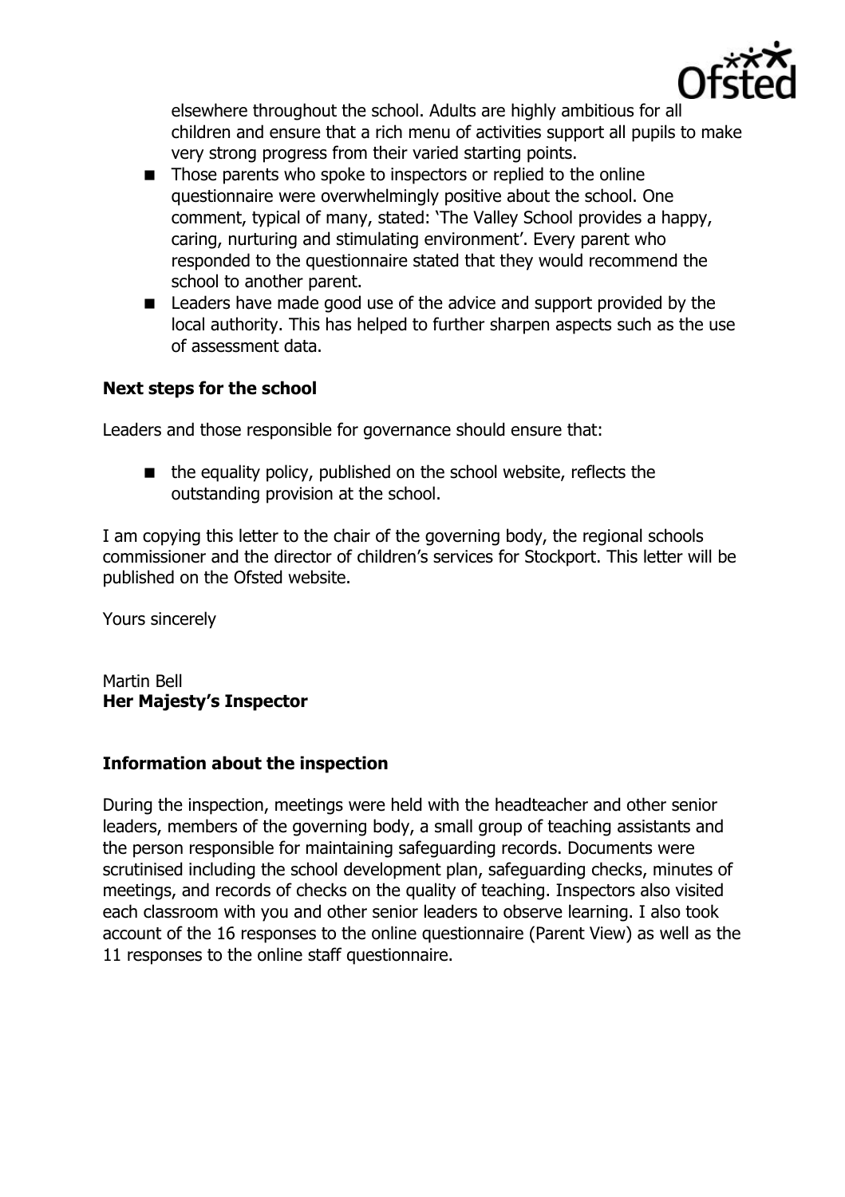elsewhere throughout the school. Adults are highly ambitious for all children and ensure that a rich menu of activities support all pupils to make very strong progress from their varied starting points.

- Those parents who spoke to inspectors or replied to the online questionnaire were overwhelmingly positive about the school. One comment, typical of many, stated: 'The Valley School provides a happy, caring, nurturing and stimulating environment'. Every parent who responded to the questionnaire stated that they would recommend the school to another parent.
- Leaders have made good use of the advice and support provided by the local authority. This has helped to further sharpen aspects such as the use of assessment data.

**Next steps for the school**

Leaders and those responsible for governance should ensure that:

- the equality policy, published on the school website, reflects the outstanding provision at the school.

I am copying this letter to the chair of the governing body, the regional schools commissioner and the director of children's services for Stockport. This letter will be published on the Ofsted website.

Yours sincerely

Martin Bell
**Her Majesty's Inspector**

**Information about the inspection**

During the inspection, meetings were held with the headteacher and other senior leaders, members of the governing body, a small group of teaching assistants and the person responsible for maintaining safeguarding records. Documents were scrutinised including the school development plan, safeguarding checks, minutes of meetings, and records of checks on the quality of teaching. Inspectors also visited each classroom with you and other senior leaders to observe learning. I also took account of the 16 responses to the online questionnaire (Parent View) as well as the 11 responses to the online staff questionnaire.